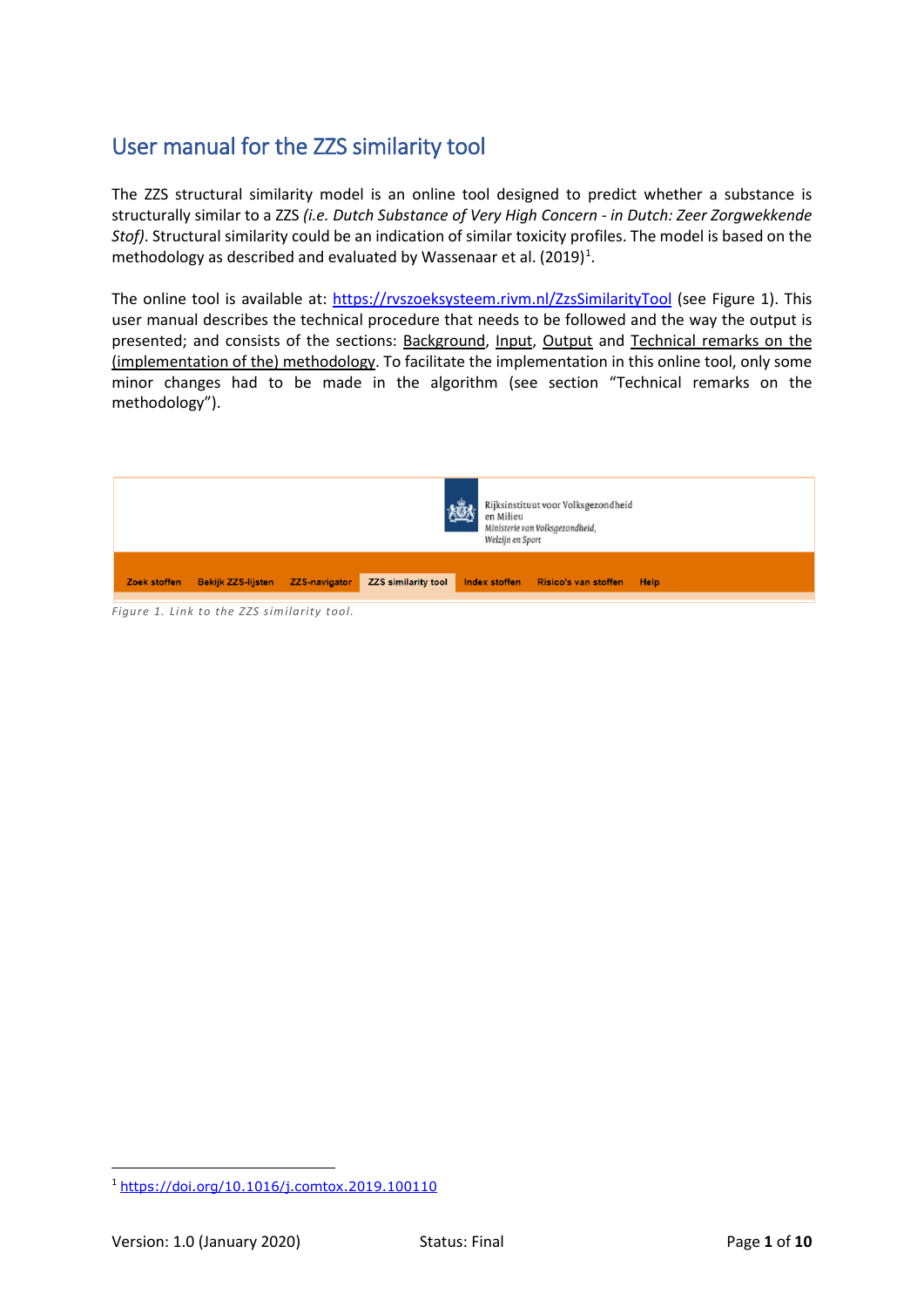# User manual for the ZZS similarity tool

The ZZS structural similarity model is an online tool designed to predict whether a substance is structurally similar to a ZZS *(i.e. Dutch Substance of Very High Concern - in Dutch: Zeer Zorgwekkende Stof)*. Structural similarity could be an indication of similar toxicity profiles. The model is based on the methodology as described and evaluated by Wassenaar et al. (2019)[1].

The online tool is available at: https://rvszoeksysteem.rivm.nl/ZzsSimilarityTool (see Figure 1). This user manual describes the technical procedure that needs to be followed and the way the output is presented; and consists of the sections: Background, Input, Output and Technical remarks on the (implementation of the) methodology. To facilitate the implementation in this online tool, only some minor changes had to be made in the algorithm (see section "Technical remarks on the methodology").

Rijksinstituut voor Volksgezondheid en Milieu
*Ministerie van Volksgezondheid, Welzijn en Sport*

Zoek stoffen | Bekijk ZZS-lijsten | ZZS-navigator | ZZS similarity tool | Index stoffen | Risico's van stoffen | Help

*Figure 1. Link to the ZZS similarity tool.*

[1] https://doi.org/10.1016/j.comtox.2019.100110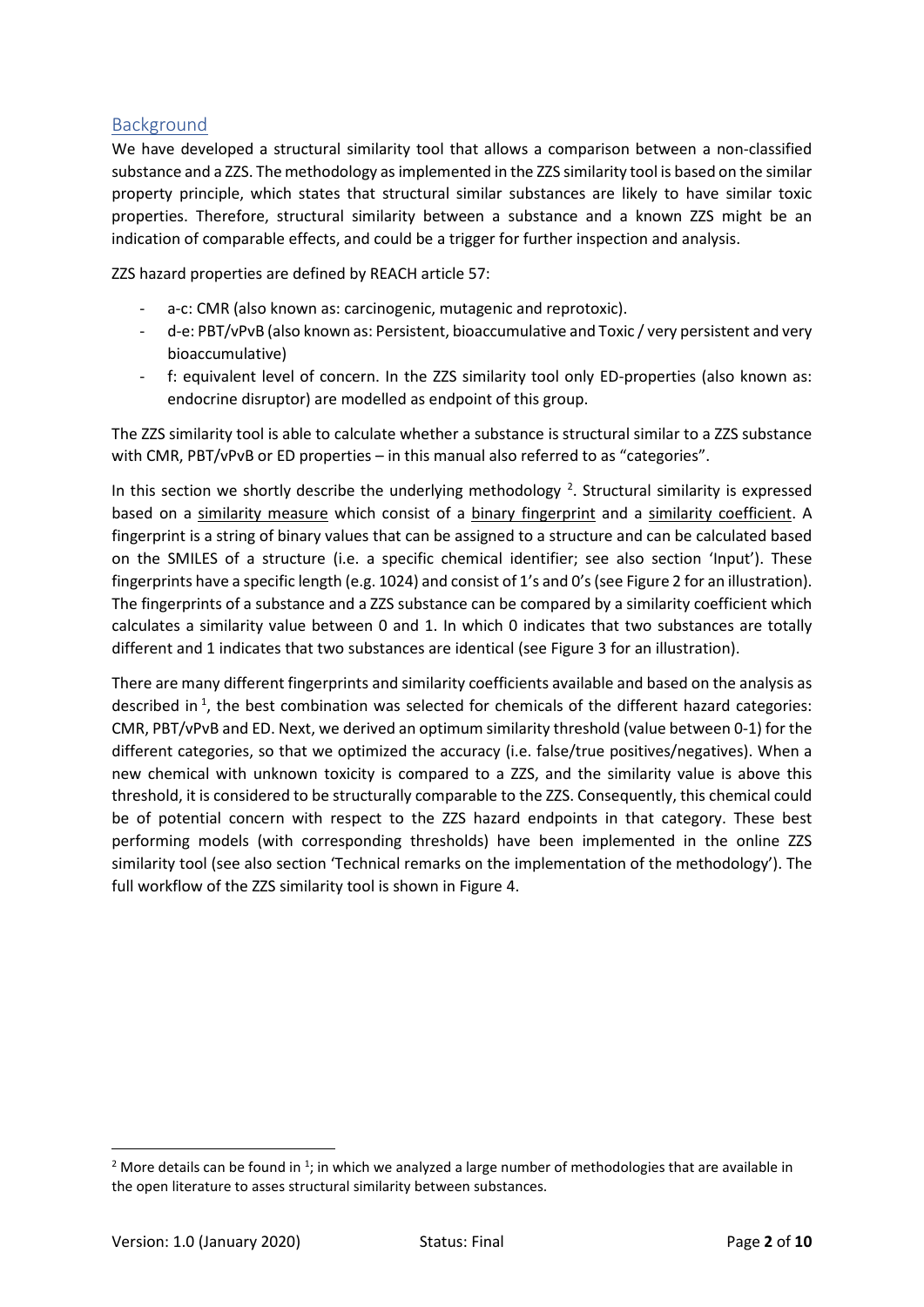## Background

We have developed a structural similarity tool that allows a comparison between a non-classified substance and a ZZS. The methodology as implemented in the ZZS similarity tool is based on the similar property principle, which states that structural similar substances are likely to have similar toxic properties. Therefore, structural similarity between a substance and a known ZZS might be an indication of comparable effects, and could be a trigger for further inspection and analysis.

ZZS hazard properties are defined by REACH article 57:

- a-c: CMR (also known as: carcinogenic, mutagenic and reprotoxic).
- d-e: PBT/vPvB (also known as: Persistent, bioaccumulative and Toxic / very persistent and very bioaccumulative)
- f: equivalent level of concern. In the ZZS similarity tool only ED-properties (also known as: endocrine disruptor) are modelled as endpoint of this group.

The ZZS similarity tool is able to calculate whether a substance is structural similar to a ZZS substance with CMR, PBT/vPvB or ED properties – in this manual also referred to as "categories".

In this section we shortly describe the underlying methodology [2]. Structural similarity is expressed based on a similarity measure which consist of a binary fingerprint and a similarity coefficient. A fingerprint is a string of binary values that can be assigned to a structure and can be calculated based on the SMILES of a structure (i.e. a specific chemical identifier; see also section 'Input'). These fingerprints have a specific length (e.g. 1024) and consist of 1's and 0's (see Figure 2 for an illustration). The fingerprints of a substance and a ZZS substance can be compared by a similarity coefficient which calculates a similarity value between 0 and 1. In which 0 indicates that two substances are totally different and 1 indicates that two substances are identical (see Figure 3 for an illustration).

There are many different fingerprints and similarity coefficients available and based on the analysis as described in [1], the best combination was selected for chemicals of the different hazard categories: CMR, PBT/vPvB and ED. Next, we derived an optimum similarity threshold (value between 0-1) for the different categories, so that we optimized the accuracy (i.e. false/true positives/negatives). When a new chemical with unknown toxicity is compared to a ZZS, and the similarity value is above this threshold, it is considered to be structurally comparable to the ZZS. Consequently, this chemical could be of potential concern with respect to the ZZS hazard endpoints in that category. These best performing models (with corresponding thresholds) have been implemented in the online ZZS similarity tool (see also section 'Technical remarks on the implementation of the methodology'). The full workflow of the ZZS similarity tool is shown in Figure 4.

[2] More details can be found in [1]; in which we analyzed a large number of methodologies that are available in the open literature to asses structural similarity between substances.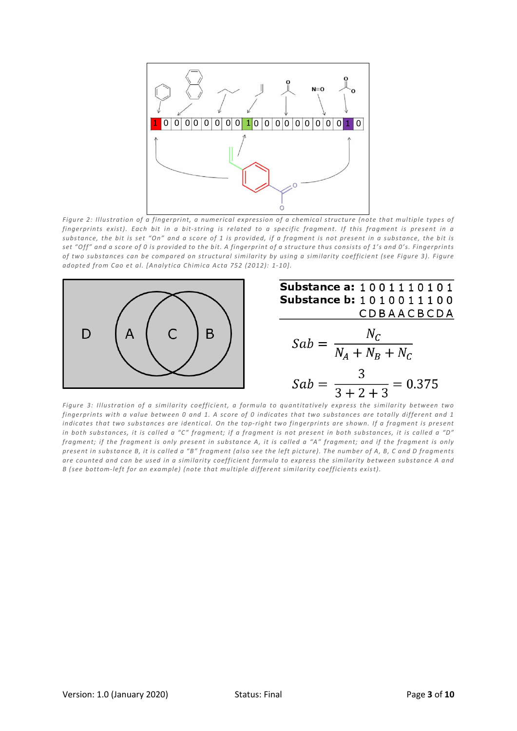Figure 2: Illustration of a fingerprint, a numerical expression of a chemical structure (note that multiple types of fingerprints exist). Each bit in a bit-string is related to a specific fragment. If this fragment is present in a substance, the bit is set "On" and a score of 1 is provided, if a fragment is not present in a substance, the bit is set "Off" and a score of 0 is provided to the bit. A fingerprint of a structure thus consists of 1's and 0's. Fingerprints of two substances can be compared on structural similarity by using a similarity coefficient (see Figure 3). Figure adopted from Cao et al. [Analytica Chimica Acta 752 (2012): 1-10].

**Substance a:** 1 0 0 1 1 1 0 1 0 1
**Substance b:** 1 0 1 0 0 1 1 1 0 0
C D B A A C B C D A

$$Sab = \frac{N_C}{N_A + N_B + N_C}$$

$$Sab = \frac{3}{3 + 2 + 3} = 0.375$$

Figure 3: Illustration of a similarity coefficient, a formula to quantitatively express the similarity between two fingerprints with a value between 0 and 1. A score of 0 indicates that two substances are totally different and 1 indicates that two substances are identical. On the top-right two fingerprints are shown. If a fragment is present in both substances, it is called a "C" fragment; if a fragment is not present in both substances, it is called a "D" fragment; if the fragment is only present in substance A, it is called a "A" fragment; and if the fragment is only present in substance B, it is called a "B" fragment (also see the left picture). The number of A, B, C and D fragments are counted and can be used in a similarity coefficient formula to express the similarity between substance A and B (see bottom-left for an example) (note that multiple different similarity coefficients exist).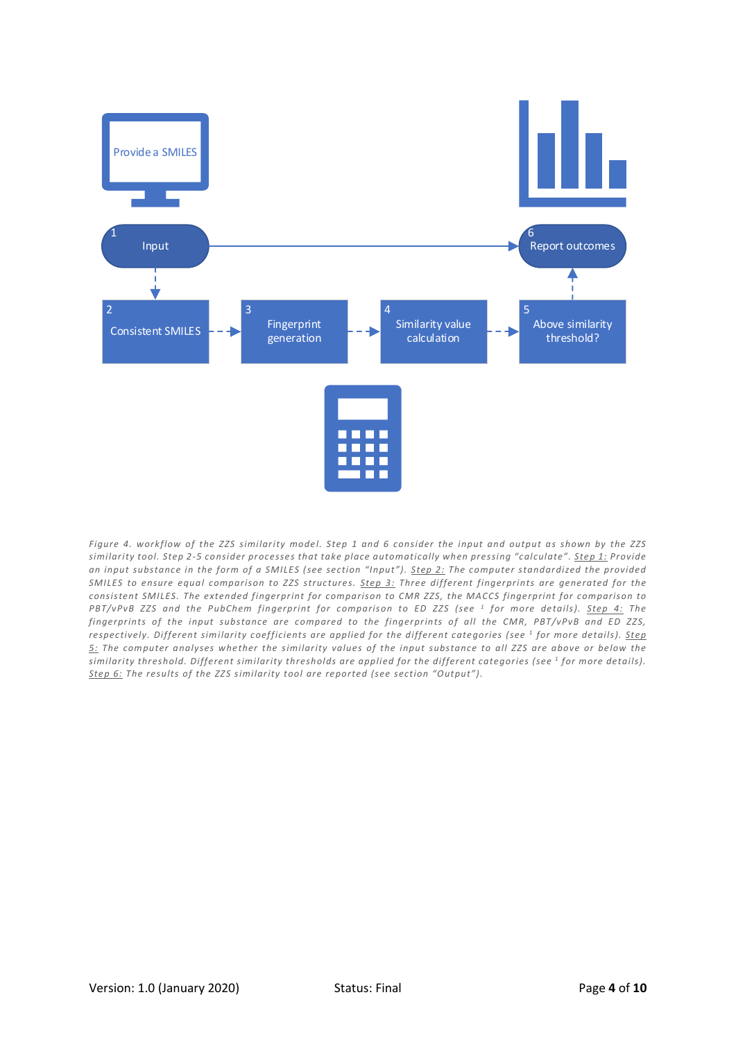Provide a SMILES

1 Input → 6 Report outcomes

2 Consistent SMILES → 3 Fingerprint generation → 4 Similarity value calculation → 5 Above similarity threshold?

*Figure 4. workflow of the ZZS similarity model. Step 1 and 6 consider the input and output as shown by the ZZS similarity tool. Step 2-5 consider processes that take place automatically when pressing "calculate". Step 1: Provide an input substance in the form of a SMILES (see section "Input"). Step 2: The computer standardized the provided SMILES to ensure equal comparison to ZZS structures. Step 3: Three different fingerprints are generated for the consistent SMILES. The extended fingerprint for comparison to CMR ZZS, the MACCS fingerprint for comparison to PBT/vPvB ZZS and the PubChem fingerprint for comparison to ED ZZS (see [1] for more details). Step 4: The fingerprints of the input substance are compared to the fingerprints of all the CMR, PBT/vPvB and ED ZZS, respectively. Different similarity coefficients are applied for the different categories (see [1] for more details). Step 5: The computer analyses whether the similarity values of the input substance to all ZZS are above or below the similarity threshold. Different similarity thresholds are applied for the different categories (see [1] for more details). Step 6: The results of the ZZS similarity tool are reported (see section "Output").*

Version: 1.0 (January 2020) Status: Final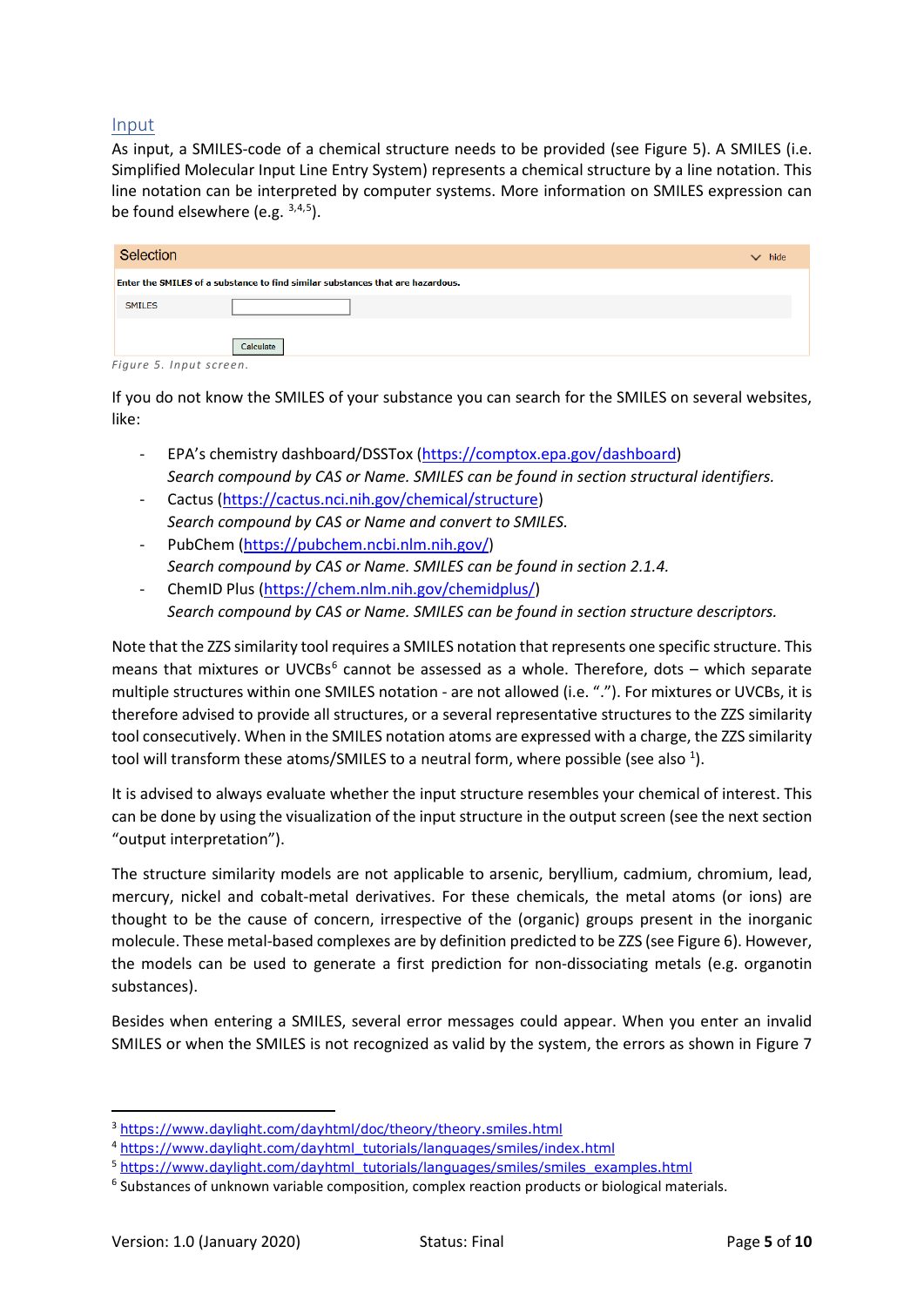## Input

As input, a SMILES-code of a chemical structure needs to be provided (see Figure 5). A SMILES (i.e. Simplified Molecular Input Line Entry System) represents a chemical structure by a line notation. This line notation can be interpreted by computer systems. More information on SMILES expression can be found elsewhere (e.g. [3,4,5]).

Selection ﹀ hide

Enter the SMILES of a substance to find similar substances that are hazardous.

SMILES [ ]

[Calculate]

*Figure 5. Input screen.*

If you do not know the SMILES of your substance you can search for the SMILES on several websites, like:

- EPA's chemistry dashboard/DSSTox (https://comptox.epa.gov/dashboard)
  *Search compound by CAS or Name. SMILES can be found in section structural identifiers.*
- Cactus (https://cactus.nci.nih.gov/chemical/structure)
  *Search compound by CAS or Name and convert to SMILES.*
- PubChem (https://pubchem.ncbi.nlm.nih.gov/)
  *Search compound by CAS or Name. SMILES can be found in section 2.1.4.*
- ChemID Plus (https://chem.nlm.nih.gov/chemidplus/)
  *Search compound by CAS or Name. SMILES can be found in section structure descriptors.*

Note that the ZZS similarity tool requires a SMILES notation that represents one specific structure. This means that mixtures or UVCBs[6] cannot be assessed as a whole. Therefore, dots – which separate multiple structures within one SMILES notation - are not allowed (i.e. "."). For mixtures or UVCBs, it is therefore advised to provide all structures, or a several representative structures to the ZZS similarity tool consecutively. When in the SMILES notation atoms are expressed with a charge, the ZZS similarity tool will transform these atoms/SMILES to a neutral form, where possible (see also [1]).

It is advised to always evaluate whether the input structure resembles your chemical of interest. This can be done by using the visualization of the input structure in the output screen (see the next section "output interpretation").

The structure similarity models are not applicable to arsenic, beryllium, cadmium, chromium, lead, mercury, nickel and cobalt-metal derivatives. For these chemicals, the metal atoms (or ions) are thought to be the cause of concern, irrespective of the (organic) groups present in the inorganic molecule. These metal-based complexes are by definition predicted to be ZZS (see Figure 6). However, the models can be used to generate a first prediction for non-dissociating metals (e.g. organotin substances).

Besides when entering a SMILES, several error messages could appear. When you enter an invalid SMILES or when the SMILES is not recognized as valid by the system, the errors as shown in Figure 7

---

[3] https://www.daylight.com/dayhtml/doc/theory/theory.smiles.html

[4] https://www.daylight.com/dayhtml_tutorials/languages/smiles/index.html

[5] https://www.daylight.com/dayhtml_tutorials/languages/smiles/smiles_examples.html

[6] Substances of unknown variable composition, complex reaction products or biological materials.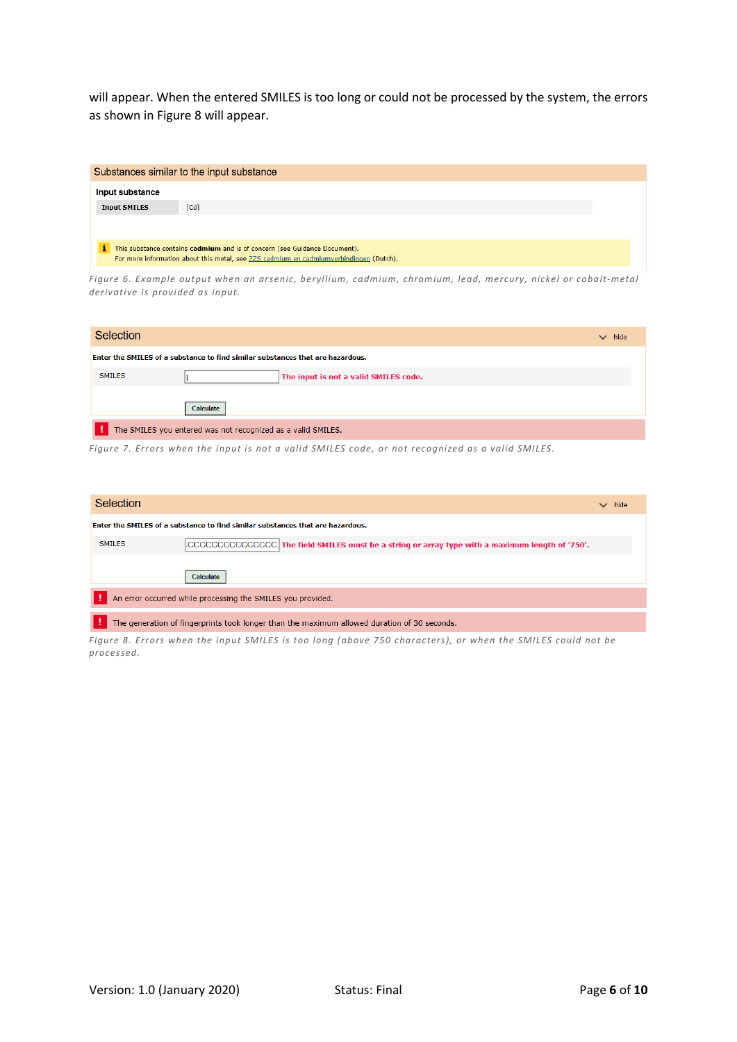will appear. When the entered SMILES is too long or could not be processed by the system, the errors as shown in Figure 8 will appear.

Substances similar to the input substance

**Input substance**

| Input SMILES | [Cd] |
|---|---|

This substance contains **cadmium** and is of concern (see Guidance Document).
For more information about this metal, see ZZS cadmium en cadmiumverbindingen (Dutch).

*Figure 6. Example output when an arsenic, beryllium, cadmium, chromium, lead, mercury, nickel or cobalt-metal derivative is provided as input.*

Selection — hide

**Enter the SMILES of a substance to find similar substances that are hazardous.**

SMILES: j — **The input is not a valid SMILES code.**

Calculate

The SMILES you entered was not recognized as a valid SMILES.

*Figure 7. Errors when the input is not a valid SMILES code, or not recognized as a valid SMILES.*

Selection — hide

**Enter the SMILES of a substance to find similar substances that are hazardous.**

SMILES: CCCCCCCCCCCCCCC — **The field SMILES must be a string or array type with a maximum length of '750'.**

Calculate

An error occurred while processing the SMILES you provided.

The generation of fingerprints took longer than the maximum allowed duration of 30 seconds.

*Figure 8. Errors when the input SMILES is too long (above 750 characters), or when the SMILES could not be processed.*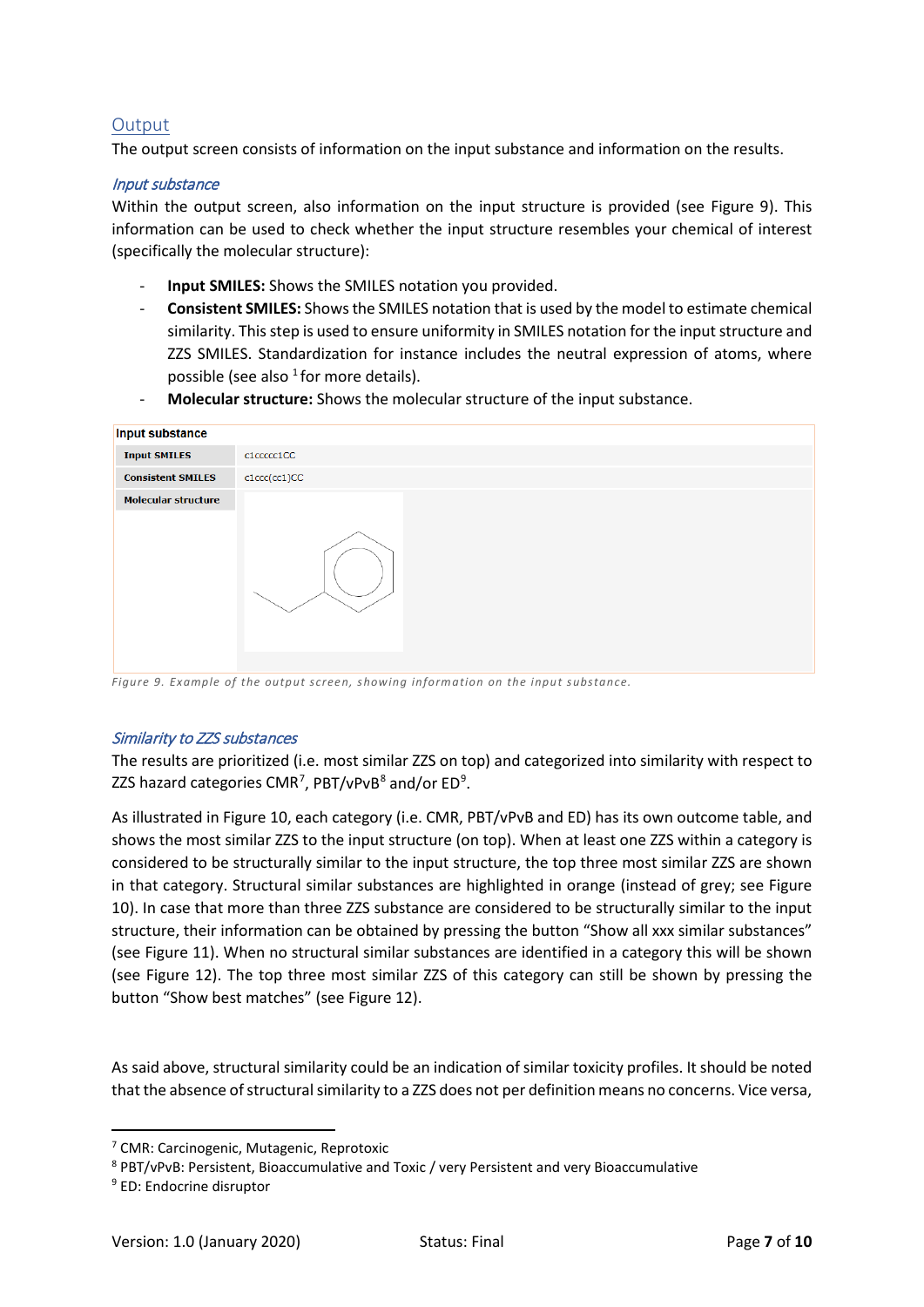## Output

The output screen consists of information on the input substance and information on the results.

### *Input substance*

Within the output screen, also information on the input structure is provided (see Figure 9). This information can be used to check whether the input structure resembles your chemical of interest (specifically the molecular structure):

- **Input SMILES:** Shows the SMILES notation you provided.
- **Consistent SMILES:** Shows the SMILES notation that is used by the model to estimate chemical similarity. This step is used to ensure uniformity in SMILES notation for the input structure and ZZS SMILES. Standardization for instance includes the neutral expression of atoms, where possible (see also [1] for more details).
- **Molecular structure:** Shows the molecular structure of the input substance.

| Input substance | |
|---|---|
| **Input SMILES** | c1ccccc1CC |
| **Consistent SMILES** | c1ccc(cc1)CC |
| **Molecular structure** | |

Figure 9. Example of the output screen, showing information on the input substance.

### *Similarity to ZZS substances*

The results are prioritized (i.e. most similar ZZS on top) and categorized into similarity with respect to ZZS hazard categories CMR[7], PBT/vPvB[8] and/or ED[9].

As illustrated in Figure 10, each category (i.e. CMR, PBT/vPvB and ED) has its own outcome table, and shows the most similar ZZS to the input structure (on top). When at least one ZZS within a category is considered to be structurally similar to the input structure, the top three most similar ZZS are shown in that category. Structural similar substances are highlighted in orange (instead of grey; see Figure 10). In case that more than three ZZS substance are considered to be structurally similar to the input structure, their information can be obtained by pressing the button "Show all xxx similar substances" (see Figure 11). When no structural similar substances are identified in a category this will be shown (see Figure 12). The top three most similar ZZS of this category can still be shown by pressing the button "Show best matches" (see Figure 12).

As said above, structural similarity could be an indication of similar toxicity profiles. It should be noted that the absence of structural similarity to a ZZS does not per definition means no concerns. Vice versa,

---

[7] CMR: Carcinogenic, Mutagenic, Reprotoxic

[8] PBT/vPvB: Persistent, Bioaccumulative and Toxic / very Persistent and very Bioaccumulative

[9] ED: Endocrine disruptor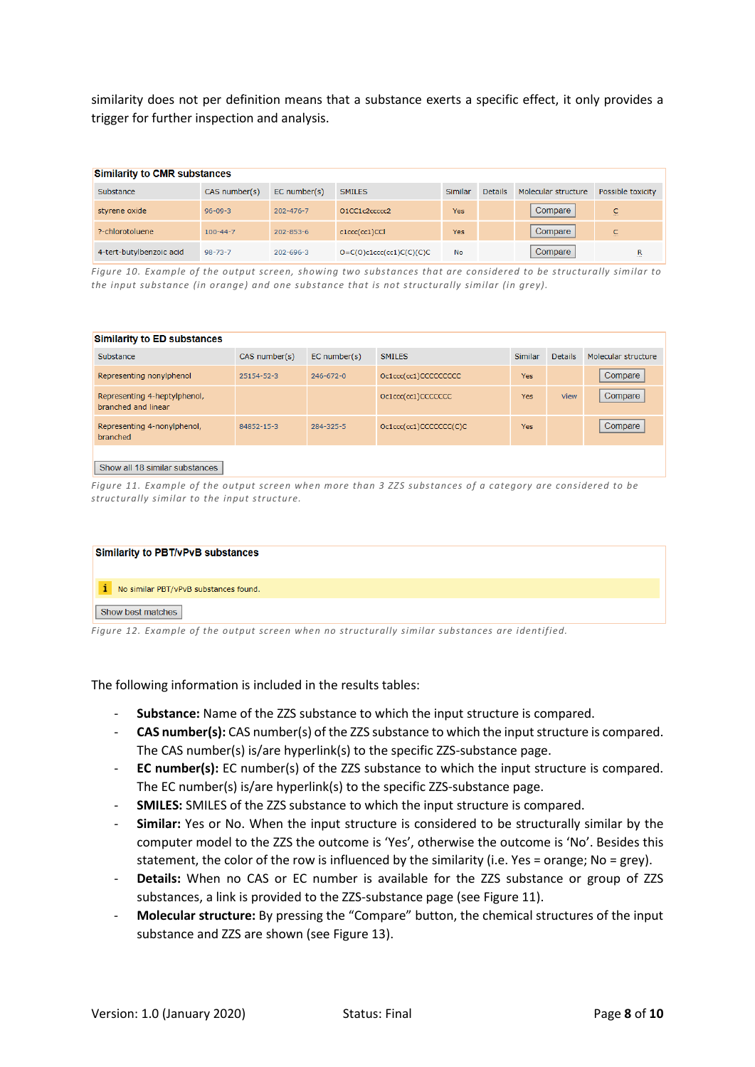similarity does not per definition means that a substance exerts a specific effect, it only provides a trigger for further inspection and analysis.

**Similarity to CMR substances**

| Substance | CAS number(s) | EC number(s) | SMILES | Similar | Details | Molecular structure | Possible toxicity |
|---|---|---|---|---|---|---|---|
| styrene oxide | 96-09-3 | 202-476-7 | O1CC1c2ccccc2 | Yes | | Compare | C |
| ?-chlorotoluene | 100-44-7 | 202-853-6 | c1ccc(cc1)CCl | Yes | | Compare | C |
| 4-tert-butylbenzoic acid | 98-73-7 | 202-696-3 | O=C(O)c1ccc(cc1)C(C)(C)C | No | | Compare | R |

*Figure 10. Example of the output screen, showing two substances that are considered to be structurally similar to the input substance (in orange) and one substance that is not structurally similar (in grey).*

**Similarity to ED substances**

| Substance | CAS number(s) | EC number(s) | SMILES | Similar | Details | Molecular structure |
|---|---|---|---|---|---|---|
| Representing nonylphenol | 25154-52-3 | 246-672-0 | Oc1ccc(cc1)CCCCCCCCC | Yes | | Compare |
| Representing 4-heptylphenol, branched and linear | | | Oc1ccc(cc1)CCCCCCC | Yes | View | Compare |
| Representing 4-nonylphenol, branched | 84852-15-3 | 284-325-5 | Oc1ccc(cc1)CCCCCCC(C)C | Yes | | Compare |

Show all 18 similar substances

*Figure 11. Example of the output screen when more than 3 ZZS substances of a category are considered to be structurally similar to the input structure.*

**Similarity to PBT/vPvB substances**

No similar PBT/vPvB substances found.

Show best matches

*Figure 12. Example of the output screen when no structurally similar substances are identified.*

The following information is included in the results tables:

- **Substance:** Name of the ZZS substance to which the input structure is compared.
- **CAS number(s):** CAS number(s) of the ZZS substance to which the input structure is compared. The CAS number(s) is/are hyperlink(s) to the specific ZZS-substance page.
- **EC number(s):** EC number(s) of the ZZS substance to which the input structure is compared. The EC number(s) is/are hyperlink(s) to the specific ZZS-substance page.
- **SMILES:** SMILES of the ZZS substance to which the input structure is compared.
- **Similar:** Yes or No. When the input structure is considered to be structurally similar by the computer model to the ZZS the outcome is 'Yes', otherwise the outcome is 'No'. Besides this statement, the color of the row is influenced by the similarity (i.e. Yes = orange; No = grey).
- **Details:** When no CAS or EC number is available for the ZZS substance or group of ZZS substances, a link is provided to the ZZS-substance page (see Figure 11).
- **Molecular structure:** By pressing the "Compare" button, the chemical structures of the input substance and ZZS are shown (see Figure 13).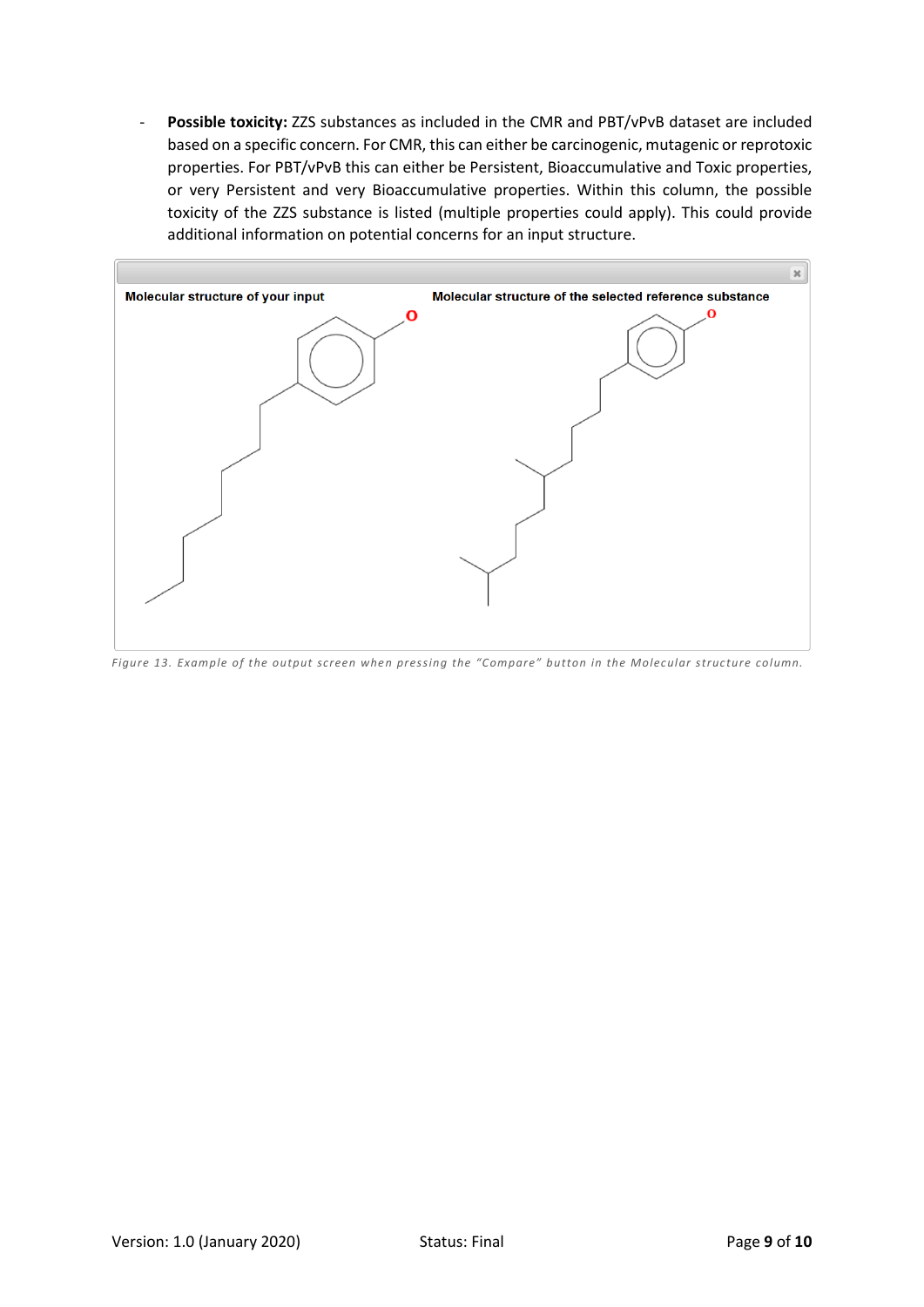- **Possible toxicity:** ZZS substances as included in the CMR and PBT/vPvB dataset are included based on a specific concern. For CMR, this can either be carcinogenic, mutagenic or reprotoxic properties. For PBT/vPvB this can either be Persistent, Bioaccumulative and Toxic properties, or very Persistent and very Bioaccumulative properties. Within this column, the possible toxicity of the ZZS substance is listed (multiple properties could apply). This could provide additional information on potential concerns for an input structure.

*Figure 13. Example of the output screen when pressing the "Compare" button in the Molecular structure column.*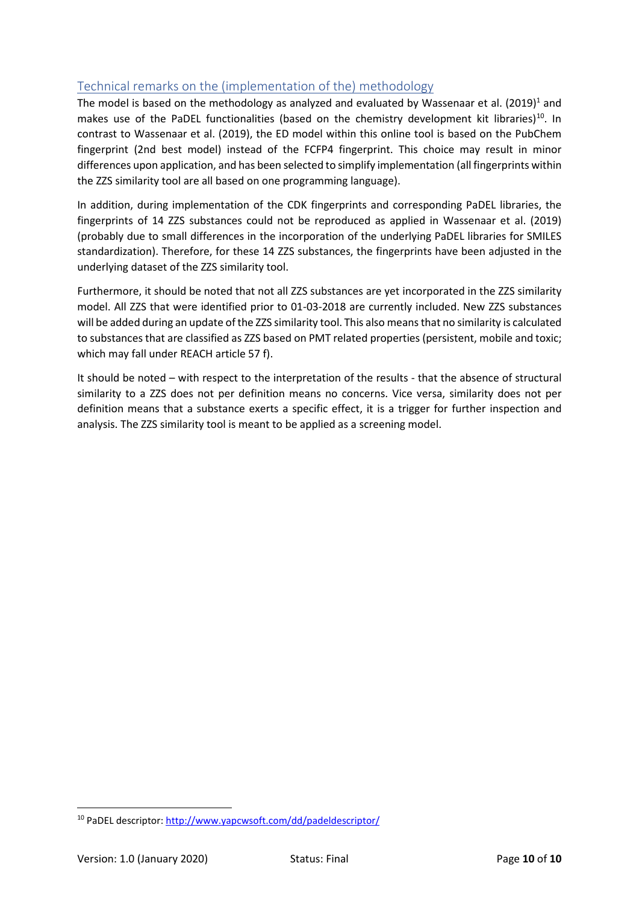## Technical remarks on the (implementation of the) methodology

The model is based on the methodology as analyzed and evaluated by Wassenaar et al. (2019)[1] and makes use of the PaDEL functionalities (based on the chemistry development kit libraries)[10]. In contrast to Wassenaar et al. (2019), the ED model within this online tool is based on the PubChem fingerprint (2nd best model) instead of the FCFP4 fingerprint. This choice may result in minor differences upon application, and has been selected to simplify implementation (all fingerprints within the ZZS similarity tool are all based on one programming language).

In addition, during implementation of the CDK fingerprints and corresponding PaDEL libraries, the fingerprints of 14 ZZS substances could not be reproduced as applied in Wassenaar et al. (2019) (probably due to small differences in the incorporation of the underlying PaDEL libraries for SMILES standardization). Therefore, for these 14 ZZS substances, the fingerprints have been adjusted in the underlying dataset of the ZZS similarity tool.

Furthermore, it should be noted that not all ZZS substances are yet incorporated in the ZZS similarity model. All ZZS that were identified prior to 01-03-2018 are currently included. New ZZS substances will be added during an update of the ZZS similarity tool. This also means that no similarity is calculated to substances that are classified as ZZS based on PMT related properties (persistent, mobile and toxic; which may fall under REACH article 57 f).

It should be noted – with respect to the interpretation of the results - that the absence of structural similarity to a ZZS does not per definition means no concerns. Vice versa, similarity does not per definition means that a substance exerts a specific effect, it is a trigger for further inspection and analysis. The ZZS similarity tool is meant to be applied as a screening model.

[10] PaDEL descriptor: http://www.yapcwsoft.com/dd/padeldescriptor/

Version: 1.0 (January 2020) Status: Final